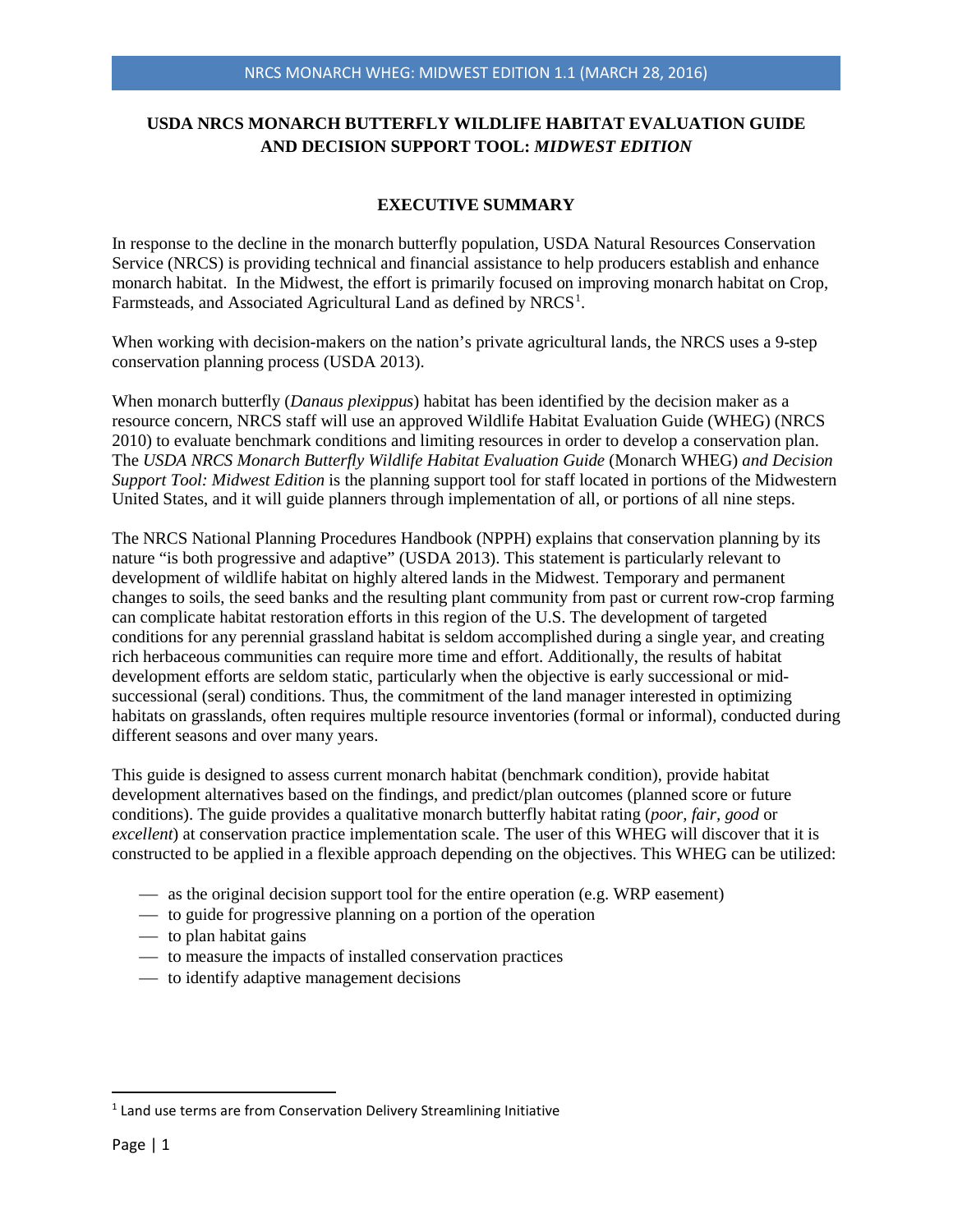# USDA NRCS MONARCH BUTTERFLY WILDLIFE HABITAT EVALUATION GUIDE AND DECISION SUPPORT TOOL: *MIDWEST EDITION*

## EXECUTIVE SUMMARY

In response to the decline in the monarch butterfly population, USDA Natural Resources Conservation Service (NRCS) is providing technical and financial assistance to help producers establish and enhance monarch habitat. In the Midwest, the effort is primarily focused on improving monarch habitat on Crop, Farmsteads, and Associated Agricultural Land as defined by NRCS[1].

When working with decision-makers on the nation's private agricultural lands, the NRCS uses a 9-step conservation planning process (USDA 2013).

When monarch butterfly (*Danaus plexippus*) habitat has been identified by the decision maker as a resource concern, NRCS staff will use an approved Wildlife Habitat Evaluation Guide (WHEG) (NRCS 2010) to evaluate benchmark conditions and limiting resources in order to develop a conservation plan. The *USDA NRCS Monarch Butterfly Wildlife Habitat Evaluation Guide* (Monarch WHEG) *and Decision Support Tool: Midwest Edition* is the planning support tool for staff located in portions of the Midwestern United States, and it will guide planners through implementation of all, or portions of all nine steps.

The NRCS National Planning Procedures Handbook (NPPH) explains that conservation planning by its nature "is both progressive and adaptive" (USDA 2013). This statement is particularly relevant to development of wildlife habitat on highly altered lands in the Midwest. Temporary and permanent changes to soils, the seed banks and the resulting plant community from past or current row-crop farming can complicate habitat restoration efforts in this region of the U.S. The development of targeted conditions for any perennial grassland habitat is seldom accomplished during a single year, and creating rich herbaceous communities can require more time and effort. Additionally, the results of habitat development efforts are seldom static, particularly when the objective is early successional or mid-successional (seral) conditions. Thus, the commitment of the land manager interested in optimizing habitats on grasslands, often requires multiple resource inventories (formal or informal), conducted during different seasons and over many years.

This guide is designed to assess current monarch habitat (benchmark condition), provide habitat development alternatives based on the findings, and predict/plan outcomes (planned score or future conditions). The guide provides a qualitative monarch butterfly habitat rating (*poor, fair, good* or *excellent*) at conservation practice implementation scale. The user of this WHEG will discover that it is constructed to be applied in a flexible approach depending on the objectives. This WHEG can be utilized:

- as the original decision support tool for the entire operation (e.g. WRP easement)
- to guide for progressive planning on a portion of the operation
- to plan habitat gains
- to measure the impacts of installed conservation practices
- to identify adaptive management decisions

[1] Land use terms are from Conservation Delivery Streamlining Initiative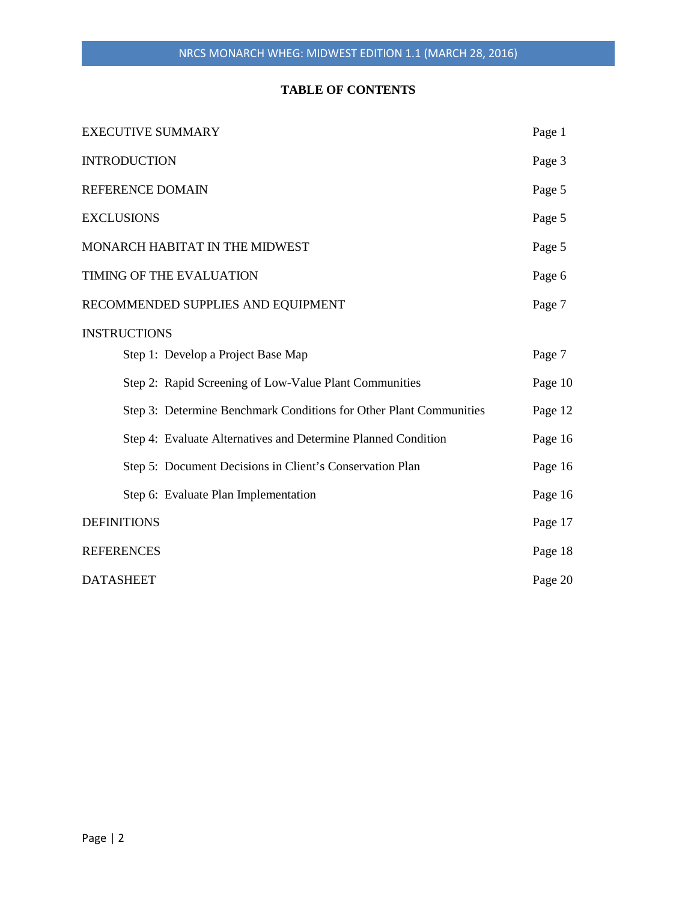**TABLE OF CONTENTS**

| | |
|---|---|
| EXECUTIVE SUMMARY | Page 1 |
| INTRODUCTION | Page 3 |
| REFERENCE DOMAIN | Page 5 |
| EXCLUSIONS | Page 5 |
| MONARCH HABITAT IN THE MIDWEST | Page 5 |
| TIMING OF THE EVALUATION | Page 6 |
| RECOMMENDED SUPPLIES AND EQUIPMENT | Page 7 |
| INSTRUCTIONS | |
| Step 1: Develop a Project Base Map | Page 7 |
| Step 2: Rapid Screening of Low-Value Plant Communities | Page 10 |
| Step 3: Determine Benchmark Conditions for Other Plant Communities | Page 12 |
| Step 4: Evaluate Alternatives and Determine Planned Condition | Page 16 |
| Step 5: Document Decisions in Client's Conservation Plan | Page 16 |
| Step 6: Evaluate Plan Implementation | Page 16 |
| DEFINITIONS | Page 17 |
| REFERENCES | Page 18 |
| DATASHEET | Page 20 |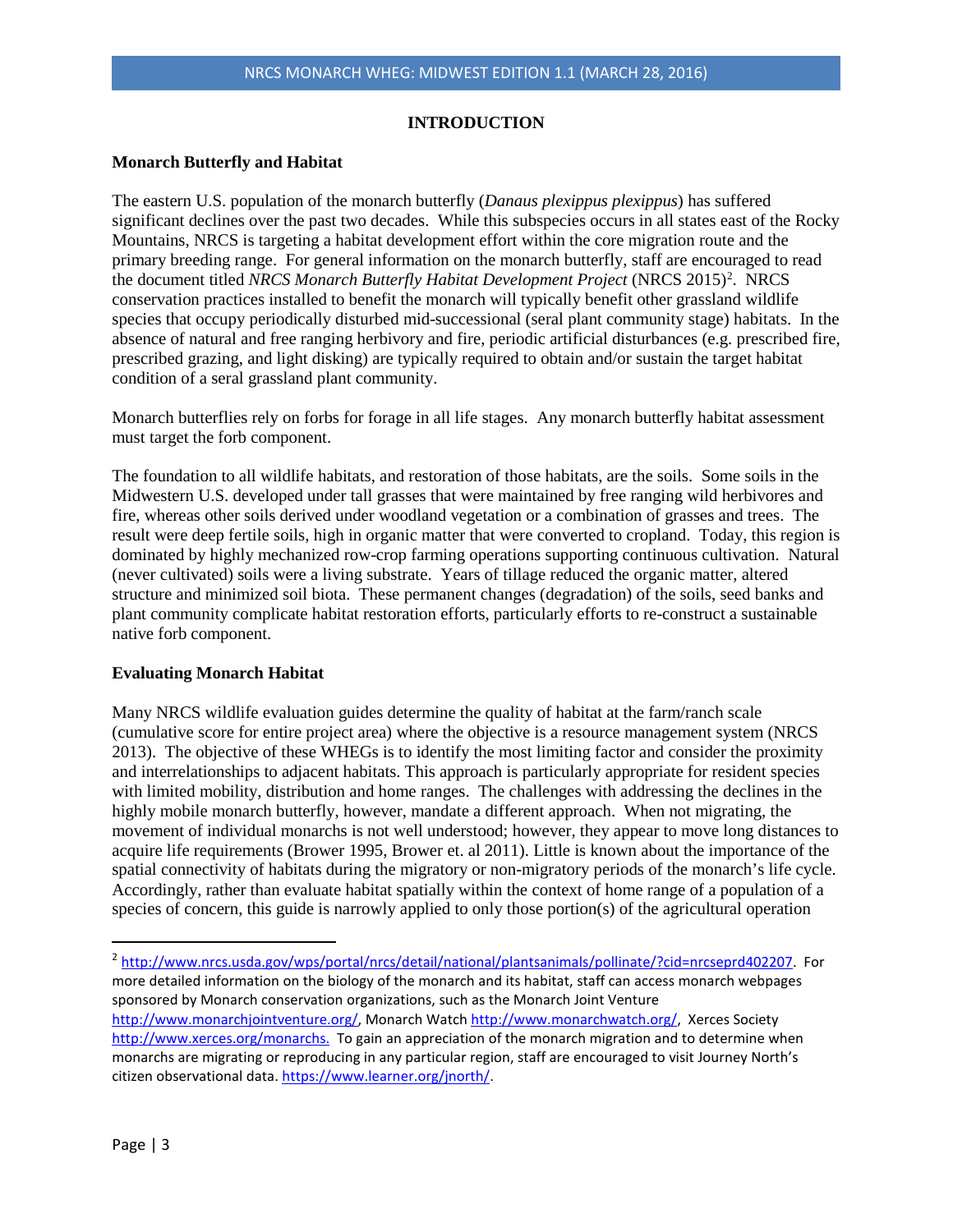## INTRODUCTION

### Monarch Butterfly and Habitat

The eastern U.S. population of the monarch butterfly (*Danaus plexippus plexippus*) has suffered significant declines over the past two decades. While this subspecies occurs in all states east of the Rocky Mountains, NRCS is targeting a habitat development effort within the core migration route and the primary breeding range. For general information on the monarch butterfly, staff are encouraged to read the document titled *NRCS Monarch Butterfly Habitat Development Project* (NRCS 2015)[2]. NRCS conservation practices installed to benefit the monarch will typically benefit other grassland wildlife species that occupy periodically disturbed mid-successional (seral plant community stage) habitats. In the absence of natural and free ranging herbivory and fire, periodic artificial disturbances (e.g. prescribed fire, prescribed grazing, and light disking) are typically required to obtain and/or sustain the target habitat condition of a seral grassland plant community.

Monarch butterflies rely on forbs for forage in all life stages. Any monarch butterfly habitat assessment must target the forb component.

The foundation to all wildlife habitats, and restoration of those habitats, are the soils. Some soils in the Midwestern U.S. developed under tall grasses that were maintained by free ranging wild herbivores and fire, whereas other soils derived under woodland vegetation or a combination of grasses and trees. The result were deep fertile soils, high in organic matter that were converted to cropland. Today, this region is dominated by highly mechanized row-crop farming operations supporting continuous cultivation. Natural (never cultivated) soils were a living substrate. Years of tillage reduced the organic matter, altered structure and minimized soil biota. These permanent changes (degradation) of the soils, seed banks and plant community complicate habitat restoration efforts, particularly efforts to re-construct a sustainable native forb component.

### Evaluating Monarch Habitat

Many NRCS wildlife evaluation guides determine the quality of habitat at the farm/ranch scale (cumulative score for entire project area) where the objective is a resource management system (NRCS 2013). The objective of these WHEGs is to identify the most limiting factor and consider the proximity and interrelationships to adjacent habitats. This approach is particularly appropriate for resident species with limited mobility, distribution and home ranges. The challenges with addressing the declines in the highly mobile monarch butterfly, however, mandate a different approach. When not migrating, the movement of individual monarchs is not well understood; however, they appear to move long distances to acquire life requirements (Brower 1995, Brower et. al 2011). Little is known about the importance of the spatial connectivity of habitats during the migratory or non-migratory periods of the monarch's life cycle. Accordingly, rather than evaluate habitat spatially within the context of home range of a population of a species of concern, this guide is narrowly applied to only those portion(s) of the agricultural operation

---

[2] http://www.nrcs.usda.gov/wps/portal/nrcs/detail/national/plantsanimals/pollinate/?cid=nrcseprd402207. For more detailed information on the biology of the monarch and its habitat, staff can access monarch webpages sponsored by Monarch conservation organizations, such as the Monarch Joint Venture http://www.monarchjointventure.org/, Monarch Watch http://www.monarchwatch.org/, Xerces Society http://www.xerces.org/monarchs. To gain an appreciation of the monarch migration and to determine when monarchs are migrating or reproducing in any particular region, staff are encouraged to visit Journey North's citizen observational data. https://www.learner.org/jnorth/.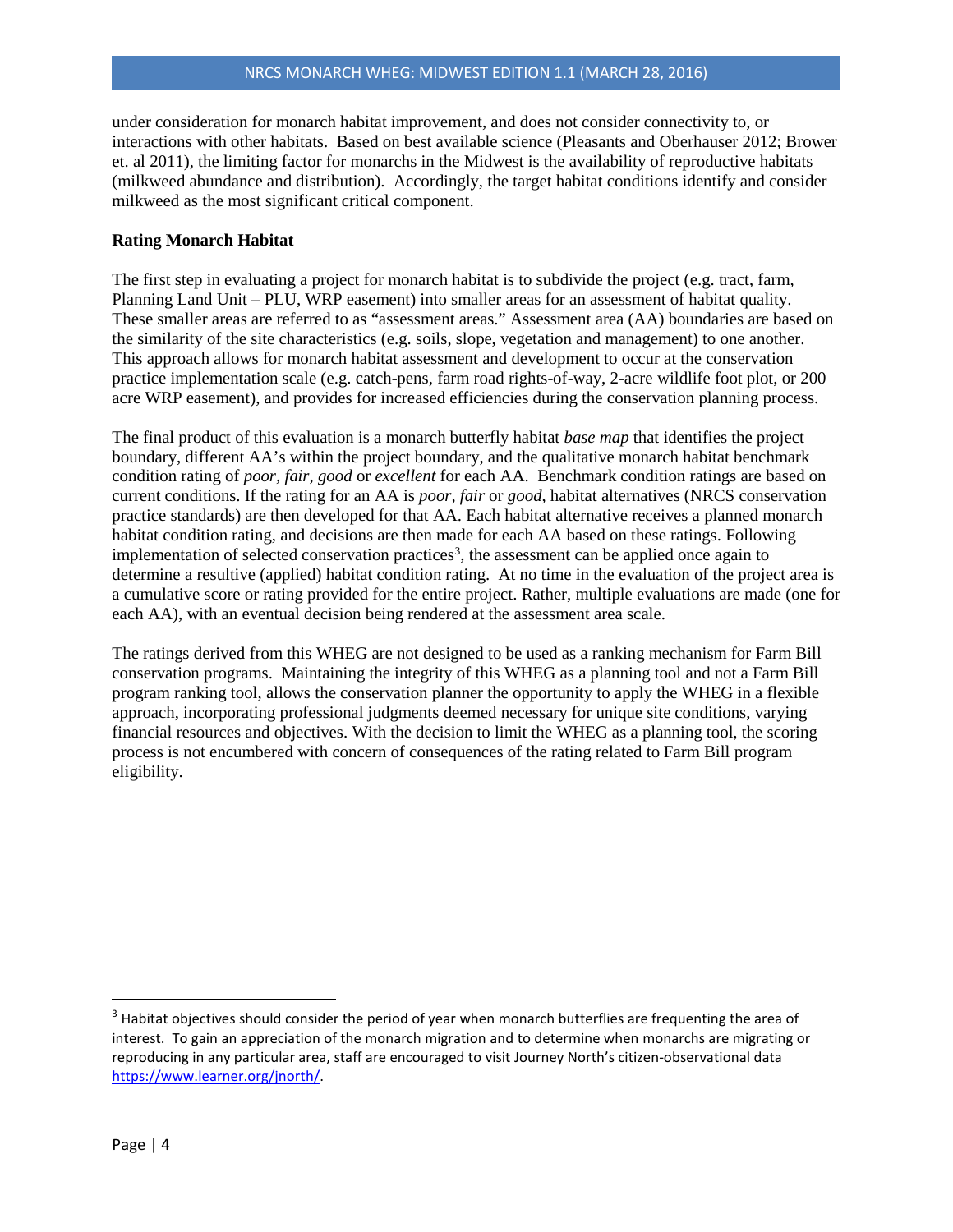under consideration for monarch habitat improvement, and does not consider connectivity to, or interactions with other habitats. Based on best available science (Pleasants and Oberhauser 2012; Brower et. al 2011), the limiting factor for monarchs in the Midwest is the availability of reproductive habitats (milkweed abundance and distribution). Accordingly, the target habitat conditions identify and consider milkweed as the most significant critical component.

**Rating Monarch Habitat**

The first step in evaluating a project for monarch habitat is to subdivide the project (e.g. tract, farm, Planning Land Unit – PLU, WRP easement) into smaller areas for an assessment of habitat quality. These smaller areas are referred to as "assessment areas." Assessment area (AA) boundaries are based on the similarity of the site characteristics (e.g. soils, slope, vegetation and management) to one another. This approach allows for monarch habitat assessment and development to occur at the conservation practice implementation scale (e.g. catch-pens, farm road rights-of-way, 2-acre wildlife foot plot, or 200 acre WRP easement), and provides for increased efficiencies during the conservation planning process.

The final product of this evaluation is a monarch butterfly habitat *base map* that identifies the project boundary, different AA's within the project boundary, and the qualitative monarch habitat benchmark condition rating of *poor*, *fair*, *good* or *excellent* for each AA. Benchmark condition ratings are based on current conditions. If the rating for an AA is *poor*, *fair* or *good*, habitat alternatives (NRCS conservation practice standards) are then developed for that AA. Each habitat alternative receives a planned monarch habitat condition rating, and decisions are then made for each AA based on these ratings. Following implementation of selected conservation practices[3], the assessment can be applied once again to determine a resultive (applied) habitat condition rating. At no time in the evaluation of the project area is a cumulative score or rating provided for the entire project. Rather, multiple evaluations are made (one for each AA), with an eventual decision being rendered at the assessment area scale.

The ratings derived from this WHEG are not designed to be used as a ranking mechanism for Farm Bill conservation programs. Maintaining the integrity of this WHEG as a planning tool and not a Farm Bill program ranking tool, allows the conservation planner the opportunity to apply the WHEG in a flexible approach, incorporating professional judgments deemed necessary for unique site conditions, varying financial resources and objectives. With the decision to limit the WHEG as a planning tool, the scoring process is not encumbered with concern of consequences of the rating related to Farm Bill program eligibility.

---

[3] Habitat objectives should consider the period of year when monarch butterflies are frequenting the area of interest. To gain an appreciation of the monarch migration and to determine when monarchs are migrating or reproducing in any particular area, staff are encouraged to visit Journey North's citizen-observational data https://www.learner.org/jnorth/.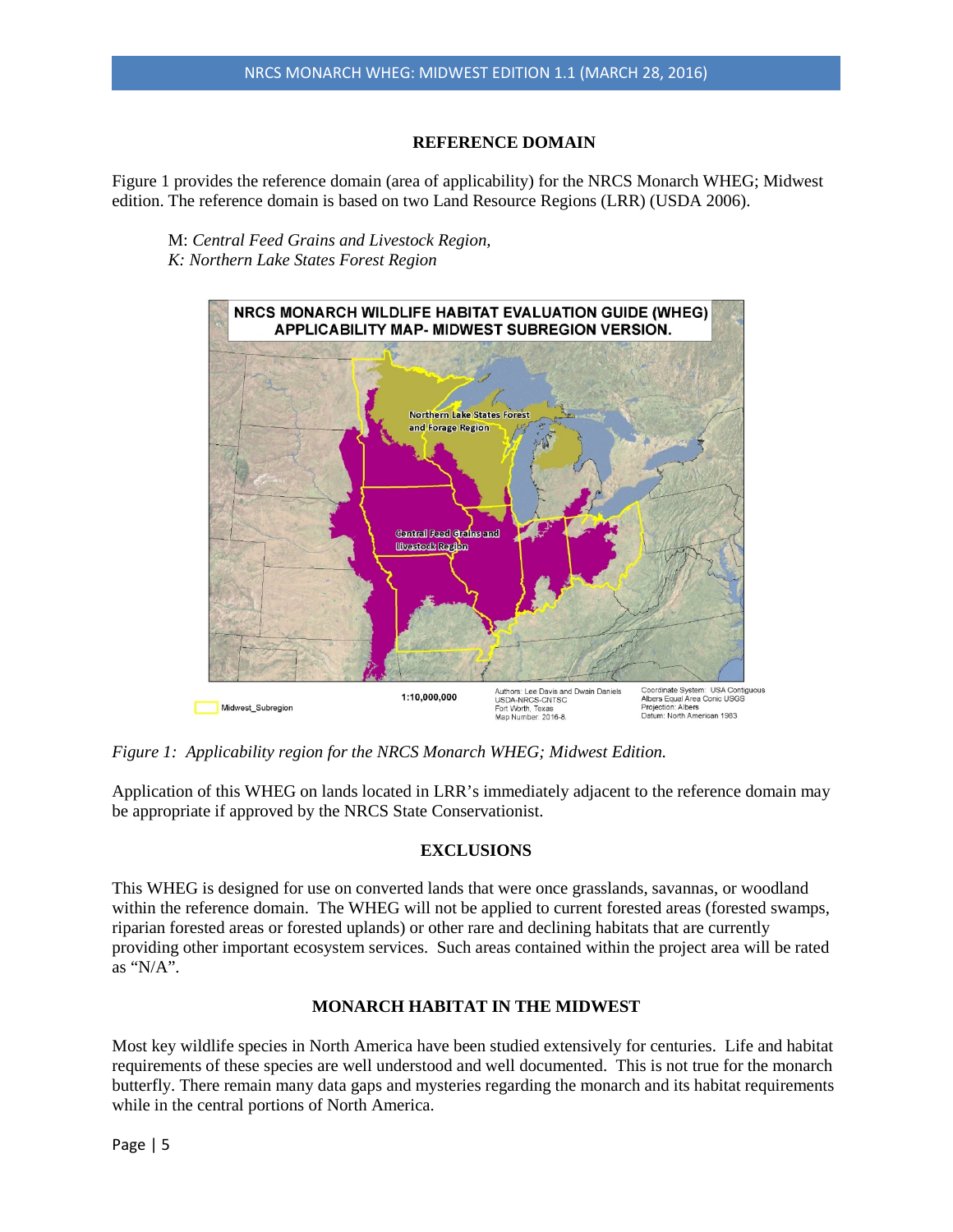## REFERENCE DOMAIN

Figure 1 provides the reference domain (area of applicability) for the NRCS Monarch WHEG; Midwest edition. The reference domain is based on two Land Resource Regions (LRR) (USDA 2006).

M: *Central Feed Grains and Livestock Region,*
*K: Northern Lake States Forest Region*

*Figure 1: Applicability region for the NRCS Monarch WHEG; Midwest Edition.*

Application of this WHEG on lands located in LRR's immediately adjacent to the reference domain may be appropriate if approved by the NRCS State Conservationist.

## EXCLUSIONS

This WHEG is designed for use on converted lands that were once grasslands, savannas, or woodland within the reference domain. The WHEG will not be applied to current forested areas (forested swamps, riparian forested areas or forested uplands) or other rare and declining habitats that are currently providing other important ecosystem services. Such areas contained within the project area will be rated as "N/A".

## MONARCH HABITAT IN THE MIDWEST

Most key wildlife species in North America have been studied extensively for centuries. Life and habitat requirements of these species are well understood and well documented. This is not true for the monarch butterfly. There remain many data gaps and mysteries regarding the monarch and its habitat requirements while in the central portions of North America.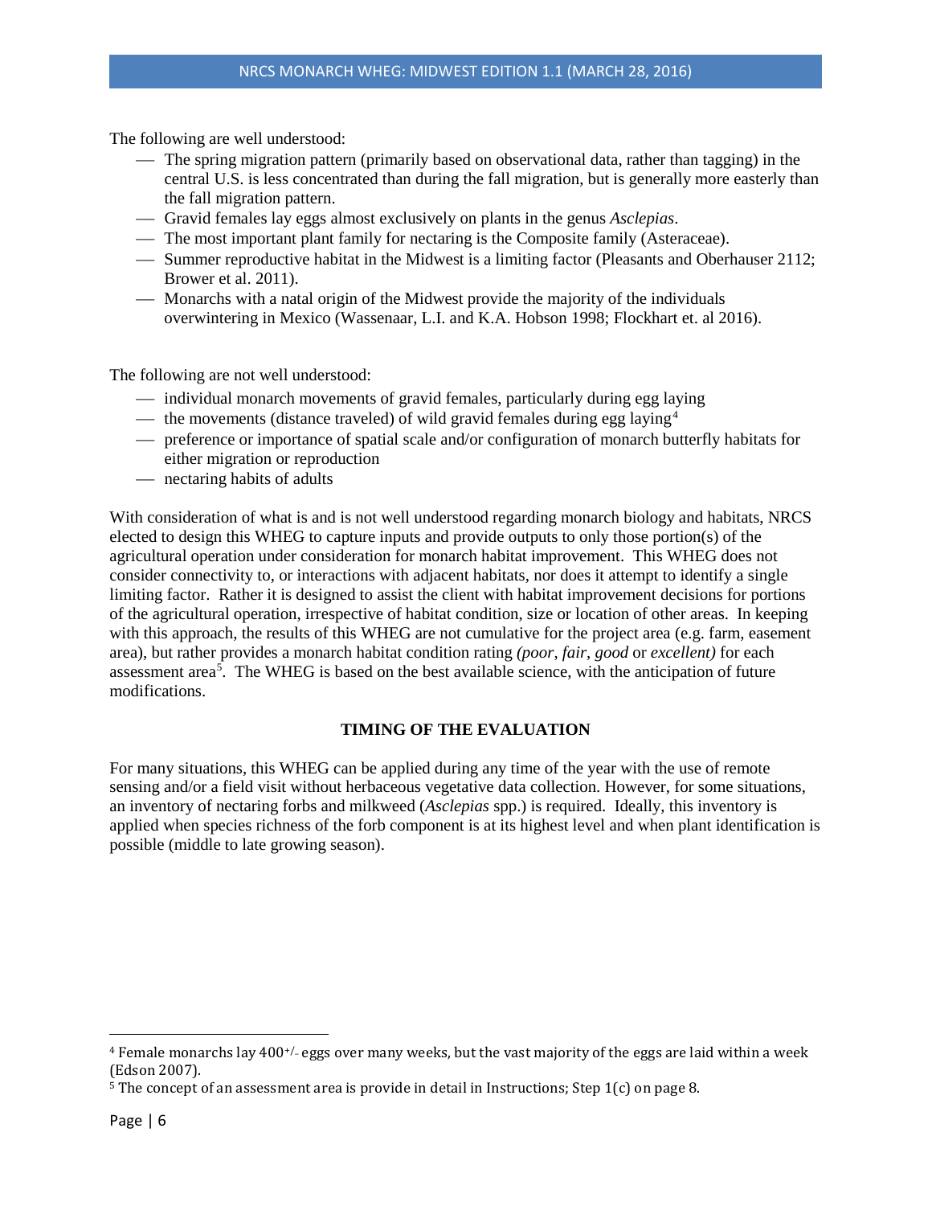The following are well understood:

- The spring migration pattern (primarily based on observational data, rather than tagging) in the central U.S. is less concentrated than during the fall migration, but is generally more easterly than the fall migration pattern.
- Gravid females lay eggs almost exclusively on plants in the genus *Asclepias*.
- The most important plant family for nectaring is the Composite family (Asteraceae).
- Summer reproductive habitat in the Midwest is a limiting factor (Pleasants and Oberhauser 2112; Brower et al. 2011).
- Monarchs with a natal origin of the Midwest provide the majority of the individuals overwintering in Mexico (Wassenaar, L.I. and K.A. Hobson 1998; Flockhart et. al 2016).

The following are not well understood:

- individual monarch movements of gravid females, particularly during egg laying
- the movements (distance traveled) of wild gravid females during egg laying[4]
- preference or importance of spatial scale and/or configuration of monarch butterfly habitats for either migration or reproduction
- nectaring habits of adults

With consideration of what is and is not well understood regarding monarch biology and habitats, NRCS elected to design this WHEG to capture inputs and provide outputs to only those portion(s) of the agricultural operation under consideration for monarch habitat improvement. This WHEG does not consider connectivity to, or interactions with adjacent habitats, nor does it attempt to identify a single limiting factor. Rather it is designed to assist the client with habitat improvement decisions for portions of the agricultural operation, irrespective of habitat condition, size or location of other areas. In keeping with this approach, the results of this WHEG are not cumulative for the project area (e.g. farm, easement area), but rather provides a monarch habitat condition rating *(poor*, *fair*, *good* or *excellent)* for each assessment area[5]. The WHEG is based on the best available science, with the anticipation of future modifications.

## TIMING OF THE EVALUATION

For many situations, this WHEG can be applied during any time of the year with the use of remote sensing and/or a field visit without herbaceous vegetative data collection. However, for some situations, an inventory of nectaring forbs and milkweed (*Asclepias* spp.) is required. Ideally, this inventory is applied when species richness of the forb component is at its highest level and when plant identification is possible (middle to late growing season).

---

[4] Female monarchs lay 400+/- eggs over many weeks, but the vast majority of the eggs are laid within a week (Edson 2007).

[5] The concept of an assessment area is provide in detail in Instructions; Step 1(c) on page 8.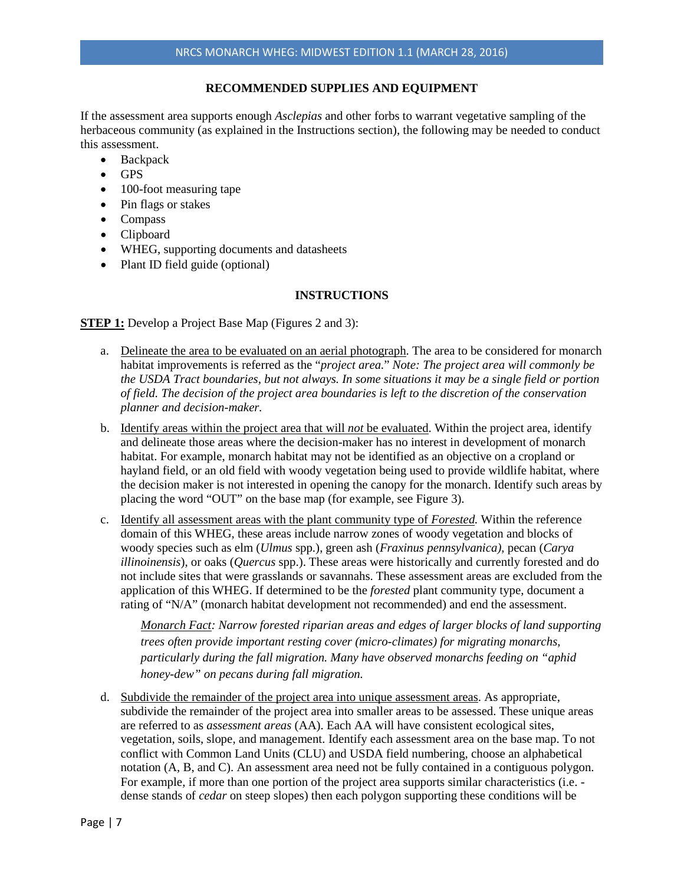## RECOMMENDED SUPPLIES AND EQUIPMENT

If the assessment area supports enough *Asclepias* and other forbs to warrant vegetative sampling of the herbaceous community (as explained in the Instructions section), the following may be needed to conduct this assessment.

- Backpack
- GPS
- 100-foot measuring tape
- Pin flags or stakes
- Compass
- Clipboard
- WHEG, supporting documents and datasheets
- Plant ID field guide (optional)

## INSTRUCTIONS

**STEP 1:** Develop a Project Base Map (Figures 2 and 3):

a. Delineate the area to be evaluated on an aerial photograph. The area to be considered for monarch habitat improvements is referred as the "*project area.*" *Note: The project area will commonly be the USDA Tract boundaries, but not always. In some situations it may be a single field or portion of field. The decision of the project area boundaries is left to the discretion of the conservation planner and decision-maker.*

b. Identify areas within the project area that will *not* be evaluated. Within the project area, identify and delineate those areas where the decision-maker has no interest in development of monarch habitat. For example, monarch habitat may not be identified as an objective on a cropland or hayland field, or an old field with woody vegetation being used to provide wildlife habitat, where the decision maker is not interested in opening the canopy for the monarch. Identify such areas by placing the word "OUT" on the base map (for example, see Figure 3).

c. Identify all assessment areas with the plant community type of *Forested.* Within the reference domain of this WHEG, these areas include narrow zones of woody vegetation and blocks of woody species such as elm (*Ulmus* spp.), green ash (*Fraxinus pennsylvanica),* pecan (*Carya illinoinensis*), or oaks (*Quercus* spp.). These areas were historically and currently forested and do not include sites that were grasslands or savannahs. These assessment areas are excluded from the application of this WHEG. If determined to be the *forested* plant community type, document a rating of "N/A" (monarch habitat development not recommended) and end the assessment.

   *Monarch Fact: Narrow forested riparian areas and edges of larger blocks of land supporting trees often provide important resting cover (micro-climates) for migrating monarchs, particularly during the fall migration. Many have observed monarchs feeding on "aphid honey-dew" on pecans during fall migration.*

d. Subdivide the remainder of the project area into unique assessment areas. As appropriate, subdivide the remainder of the project area into smaller areas to be assessed. These unique areas are referred to as *assessment areas* (AA). Each AA will have consistent ecological sites, vegetation, soils, slope, and management. Identify each assessment area on the base map. To not conflict with Common Land Units (CLU) and USDA field numbering, choose an alphabetical notation (A, B, and C). An assessment area need not be fully contained in a contiguous polygon. For example, if more than one portion of the project area supports similar characteristics (i.e. - dense stands of *cedar* on steep slopes) then each polygon supporting these conditions will be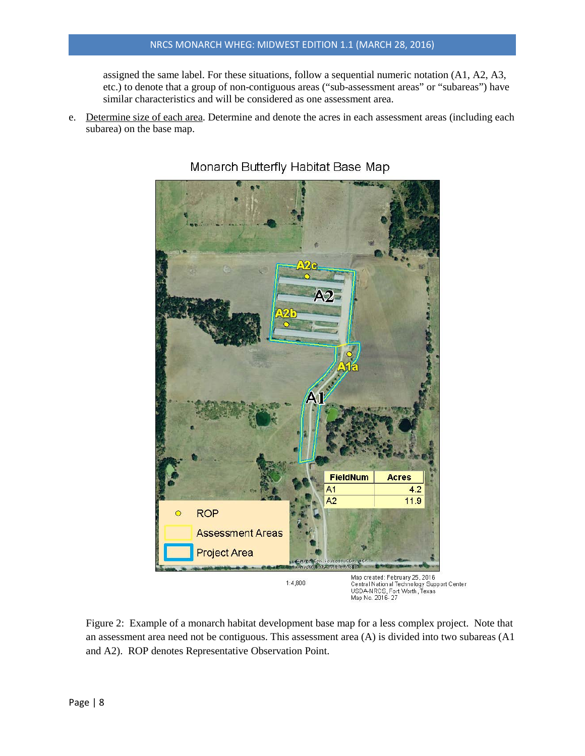assigned the same label. For these situations, follow a sequential numeric notation (A1, A2, A3, etc.) to denote that a group of non-contiguous areas ("sub-assessment areas" or "subareas") have similar characteristics and will be considered as one assessment area.

e. Determine size of each area. Determine and denote the acres in each assessment areas (including each subarea) on the base map.

Monarch Butterfly Habitat Base Map

| FieldNum | Acres |
|---|---|
| A1 | 4.2 |
| A2 | 11.9 |

- ROP
- Assessment Areas
- Project Area

1:4,800

Map created: February 25, 2016
Central National Technology Support Center
USDA-NRCS, Fort Worth, Texas
Map No. 2016-27

Figure 2: Example of a monarch habitat development base map for a less complex project. Note that an assessment area need not be contiguous. This assessment area (A) is divided into two subareas (A1 and A2). ROP denotes Representative Observation Point.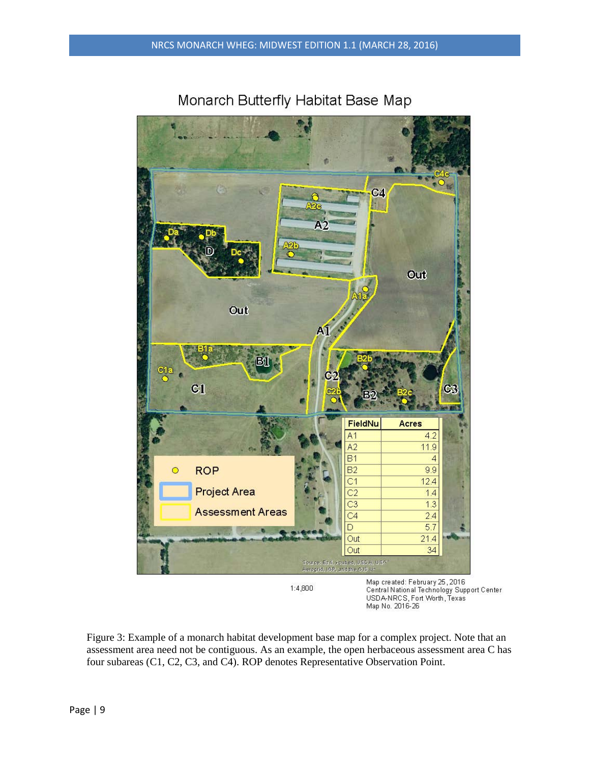Monarch Butterfly Habitat Base Map

| FieldNu | Acres |
|---|---|
| A1 | 4.2 |
| A2 | 11.9 |
| B1 | 4 |
| B2 | 9.9 |
| C1 | 12.4 |
| C2 | 1.4 |
| C3 | 1.3 |
| C4 | 2.4 |
| D | 5.7 |
| Out | 21.4 |
| Out | 34 |

1:4,800

Map created: February 25, 2016
Central National Technology Support Center
USDA-NRCS, Fort Worth, Texas
Map No. 2016-26

Figure 3: Example of a monarch habitat development base map for a complex project. Note that an assessment area need not be contiguous. As an example, the open herbaceous assessment area C has four subareas (C1, C2, C3, and C4). ROP denotes Representative Observation Point.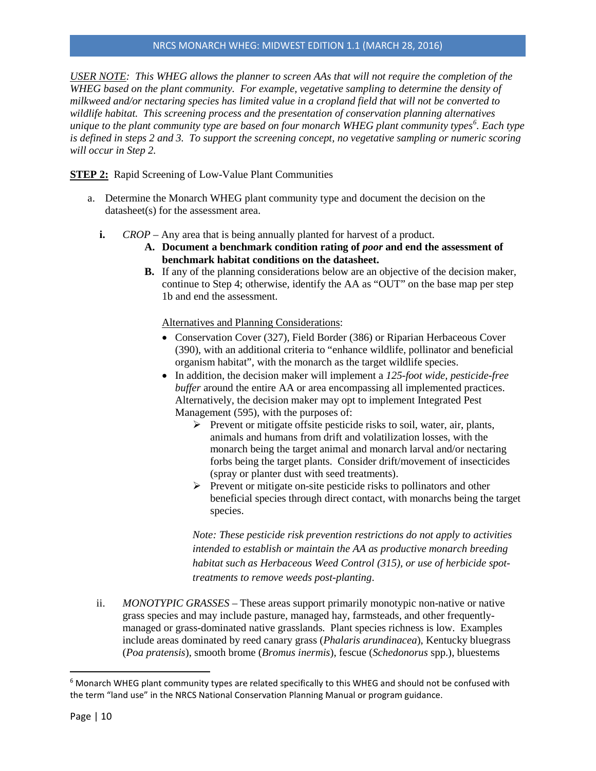*USER NOTE: This WHEG allows the planner to screen AAs that will not require the completion of the WHEG based on the plant community. For example, vegetative sampling to determine the density of milkweed and/or nectaring species has limited value in a cropland field that will not be converted to wildlife habitat. This screening process and the presentation of conservation planning alternatives unique to the plant community type are based on four monarch WHEG plant community types[6]. Each type is defined in steps 2 and 3. To support the screening concept, no vegetative sampling or numeric scoring will occur in Step 2.*

**STEP 2:** Rapid Screening of Low-Value Plant Communities

a. Determine the Monarch WHEG plant community type and document the decision on the datasheet(s) for the assessment area.

   **i.** *CROP* – Any area that is being annually planted for harvest of a product.

   **A. Document a benchmark condition rating of *poor* and end the assessment of benchmark habitat conditions on the datasheet.**

   **B.** If any of the planning considerations below are an objective of the decision maker, continue to Step 4; otherwise, identify the AA as “OUT” on the base map per step 1b and end the assessment.

   Alternatives and Planning Considerations:

   - Conservation Cover (327), Field Border (386) or Riparian Herbaceous Cover (390), with an additional criteria to “enhance wildlife, pollinator and beneficial organism habitat”, with the monarch as the target wildlife species.
   - In addition, the decision maker will implement a *125-foot wide, pesticide-free buffer* around the entire AA or area encompassing all implemented practices. Alternatively, the decision maker may opt to implement Integrated Pest Management (595), with the purposes of:
     - Prevent or mitigate offsite pesticide risks to soil, water, air, plants, animals and humans from drift and volatilization losses, with the monarch being the target animal and monarch larval and/or nectaring forbs being the target plants. Consider drift/movement of insecticides (spray or planter dust with seed treatments).
     - Prevent or mitigate on-site pesticide risks to pollinators and other beneficial species through direct contact, with monarchs being the target species.

     *Note: These pesticide risk prevention restrictions do not apply to activities intended to establish or maintain the AA as productive monarch breeding habitat such as Herbaceous Weed Control (315), or use of herbicide spot-treatments to remove weeds post-planting.*

   ii. *MONOTYPIC GRASSES* – These areas support primarily monotypic non-native or native grass species and may include pasture, managed hay, farmsteads, and other frequently-managed or grass-dominated native grasslands. Plant species richness is low. Examples include areas dominated by reed canary grass (*Phalaris arundinacea*), Kentucky bluegrass (*Poa pratensis*), smooth brome (*Bromus inermis*), fescue (*Schedonorus* spp.), bluestems

[6] Monarch WHEG plant community types are related specifically to this WHEG and should not be confused with the term “land use” in the NRCS National Conservation Planning Manual or program guidance.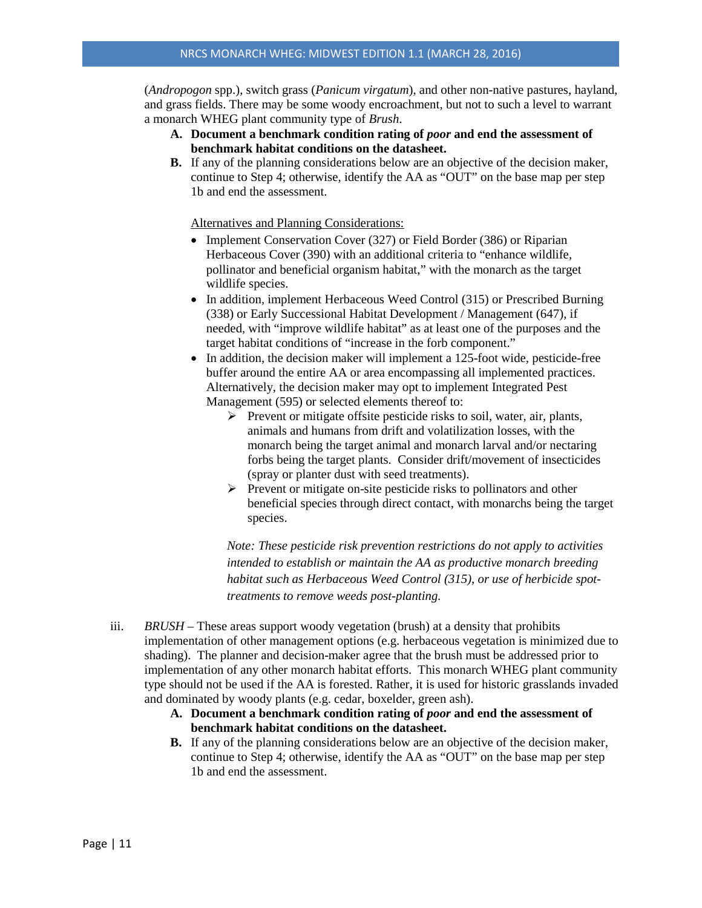(*Andropogon* spp.), switch grass (*Panicum virgatum*), and other non-native pastures, hayland, and grass fields. There may be some woody encroachment, but not to such a level to warrant a monarch WHEG plant community type of *Brush*.

**A. Document a benchmark condition rating of *poor* and end the assessment of benchmark habitat conditions on the datasheet.**

**B.** If any of the planning considerations below are an objective of the decision maker, continue to Step 4; otherwise, identify the AA as "OUT" on the base map per step 1b and end the assessment.

Alternatives and Planning Considerations:

- Implement Conservation Cover (327) or Field Border (386) or Riparian Herbaceous Cover (390) with an additional criteria to "enhance wildlife, pollinator and beneficial organism habitat," with the monarch as the target wildlife species.
- In addition, implement Herbaceous Weed Control (315) or Prescribed Burning (338) or Early Successional Habitat Development / Management (647), if needed, with "improve wildlife habitat" as at least one of the purposes and the target habitat conditions of "increase in the forb component."
- In addition, the decision maker will implement a 125-foot wide, pesticide-free buffer around the entire AA or area encompassing all implemented practices. Alternatively, the decision maker may opt to implement Integrated Pest Management (595) or selected elements thereof to:
  - Prevent or mitigate offsite pesticide risks to soil, water, air, plants, animals and humans from drift and volatilization losses, with the monarch being the target animal and monarch larval and/or nectaring forbs being the target plants. Consider drift/movement of insecticides (spray or planter dust with seed treatments).
  - Prevent or mitigate on-site pesticide risks to pollinators and other beneficial species through direct contact, with monarchs being the target species.

  *Note: These pesticide risk prevention restrictions do not apply to activities intended to establish or maintain the AA as productive monarch breeding habitat such as Herbaceous Weed Control (315), or use of herbicide spot-treatments to remove weeds post-planting.*

iii. *BRUSH* – These areas support woody vegetation (brush) at a density that prohibits implementation of other management options (e.g. herbaceous vegetation is minimized due to shading). The planner and decision-maker agree that the brush must be addressed prior to implementation of any other monarch habitat efforts. This monarch WHEG plant community type should not be used if the AA is forested. Rather, it is used for historic grasslands invaded and dominated by woody plants (e.g. cedar, boxelder, green ash).

**A. Document a benchmark condition rating of *poor* and end the assessment of benchmark habitat conditions on the datasheet.**

**B.** If any of the planning considerations below are an objective of the decision maker, continue to Step 4; otherwise, identify the AA as "OUT" on the base map per step 1b and end the assessment.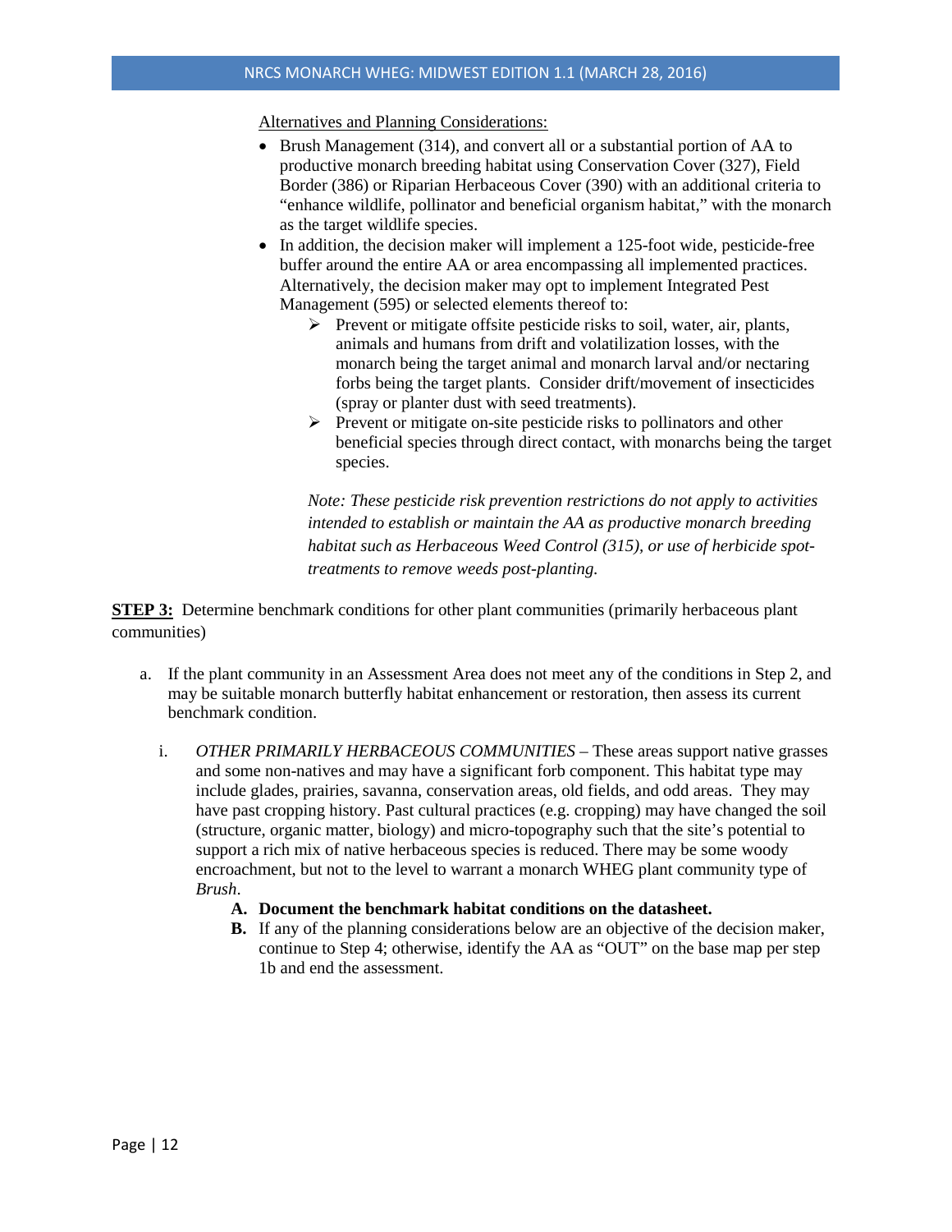<u>Alternatives and Planning Considerations:</u>

- Brush Management (314), and convert all or a substantial portion of AA to productive monarch breeding habitat using Conservation Cover (327), Field Border (386) or Riparian Herbaceous Cover (390) with an additional criteria to "enhance wildlife, pollinator and beneficial organism habitat," with the monarch as the target wildlife species.
- In addition, the decision maker will implement a 125-foot wide, pesticide-free buffer around the entire AA or area encompassing all implemented practices. Alternatively, the decision maker may opt to implement Integrated Pest Management (595) or selected elements thereof to:
  - Prevent or mitigate offsite pesticide risks to soil, water, air, plants, animals and humans from drift and volatilization losses, with the monarch being the target animal and monarch larval and/or nectaring forbs being the target plants. Consider drift/movement of insecticides (spray or planter dust with seed treatments).
  - Prevent or mitigate on-site pesticide risks to pollinators and other beneficial species through direct contact, with monarchs being the target species.

  *Note: These pesticide risk prevention restrictions do not apply to activities intended to establish or maintain the AA as productive monarch breeding habitat such as Herbaceous Weed Control (315), or use of herbicide spot-treatments to remove weeds post-planting.*

<u>**STEP 3:**</u> Determine benchmark conditions for other plant communities (primarily herbaceous plant communities)

a. If the plant community in an Assessment Area does not meet any of the conditions in Step 2, and may be suitable monarch butterfly habitat enhancement or restoration, then assess its current benchmark condition.

   i. *OTHER PRIMARILY HERBACEOUS COMMUNITIES* – These areas support native grasses and some non-natives and may have a significant forb component. This habitat type may include glades, prairies, savanna, conservation areas, old fields, and odd areas. They may have past cropping history. Past cultural practices (e.g. cropping) may have changed the soil (structure, organic matter, biology) and micro-topography such that the site's potential to support a rich mix of native herbaceous species is reduced. There may be some woody encroachment, but not to the level to warrant a monarch WHEG plant community type of *Brush*.

      **A. Document the benchmark habitat conditions on the datasheet.**

      **B.** If any of the planning considerations below are an objective of the decision maker, continue to Step 4; otherwise, identify the AA as "OUT" on the base map per step 1b and end the assessment.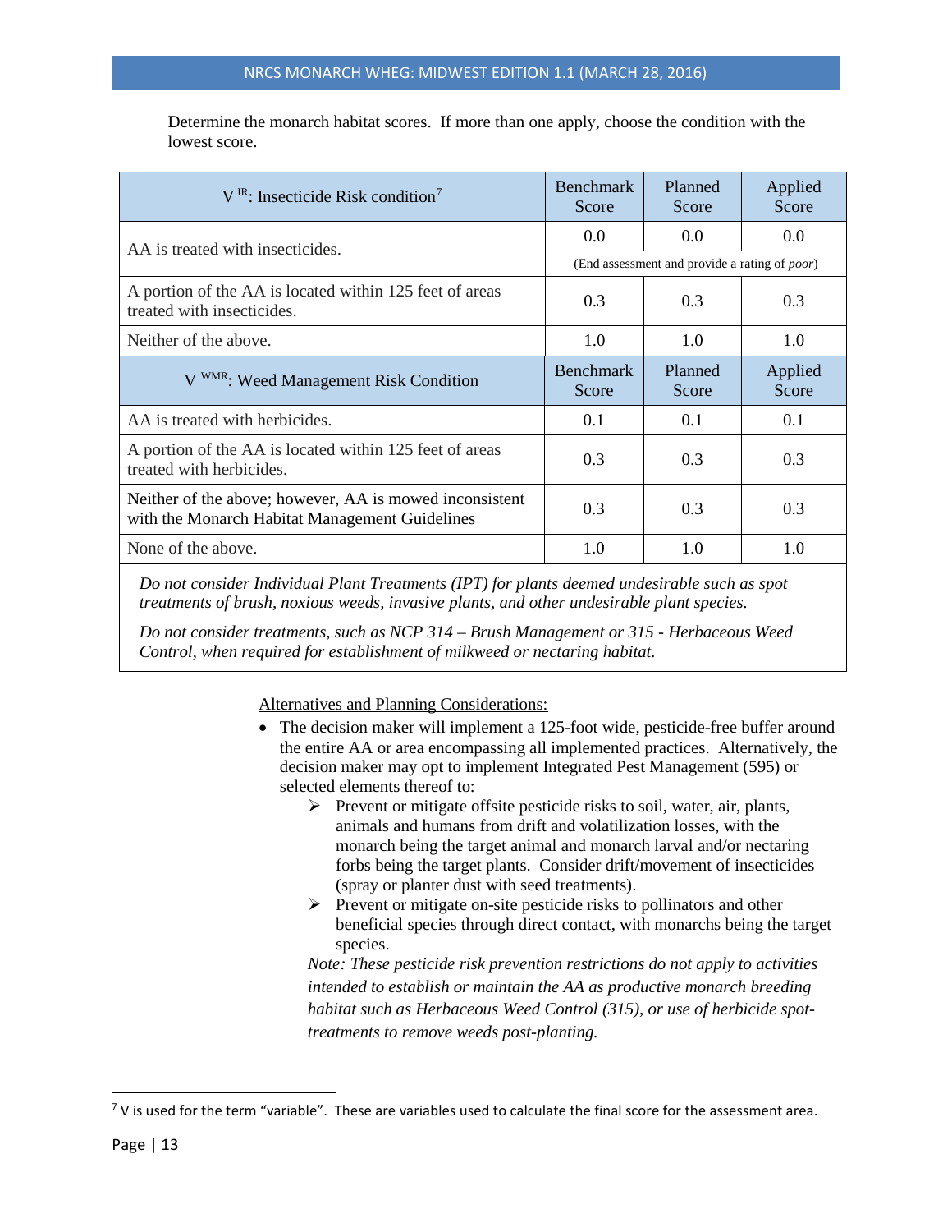Determine the monarch habitat scores. If more than one apply, choose the condition with the lowest score.

| $V^{IR}$: Insecticide Risk condition[7] | Benchmark Score | Planned Score | Applied Score |
|---|---|---|---|
| AA is treated with insecticides. | 0.0 | 0.0 | 0.0 |
| | (End assessment and provide a rating of *poor*) | | |
| A portion of the AA is located within 125 feet of areas treated with insecticides. | 0.3 | 0.3 | 0.3 |
| Neither of the above. | 1.0 | 1.0 | 1.0 |
| **$V^{WMR}$: Weed Management Risk Condition** | **Benchmark Score** | **Planned Score** | **Applied Score** |
| AA is treated with herbicides. | 0.1 | 0.1 | 0.1 |
| A portion of the AA is located within 125 feet of areas treated with herbicides. | 0.3 | 0.3 | 0.3 |
| Neither of the above; however, AA is mowed inconsistent with the Monarch Habitat Management Guidelines | 0.3 | 0.3 | 0.3 |
| None of the above. | 1.0 | 1.0 | 1.0 |

*Do not consider Individual Plant Treatments (IPT) for plants deemed undesirable such as spot treatments of brush, noxious weeds, invasive plants, and other undesirable plant species.*

*Do not consider treatments, such as NCP 314 – Brush Management or 315 - Herbaceous Weed Control, when required for establishment of milkweed or nectaring habitat.*

Alternatives and Planning Considerations:

- The decision maker will implement a 125-foot wide, pesticide-free buffer around the entire AA or area encompassing all implemented practices. Alternatively, the decision maker may opt to implement Integrated Pest Management (595) or selected elements thereof to:
  - Prevent or mitigate offsite pesticide risks to soil, water, air, plants, animals and humans from drift and volatilization losses, with the monarch being the target animal and monarch larval and/or nectaring forbs being the target plants. Consider drift/movement of insecticides (spray or planter dust with seed treatments).
  - Prevent or mitigate on-site pesticide risks to pollinators and other beneficial species through direct contact, with monarchs being the target species.

  *Note: These pesticide risk prevention restrictions do not apply to activities intended to establish or maintain the AA as productive monarch breeding habitat such as Herbaceous Weed Control (315), or use of herbicide spot-treatments to remove weeds post-planting.*

---

[7] V is used for the term "variable". These are variables used to calculate the final score for the assessment area.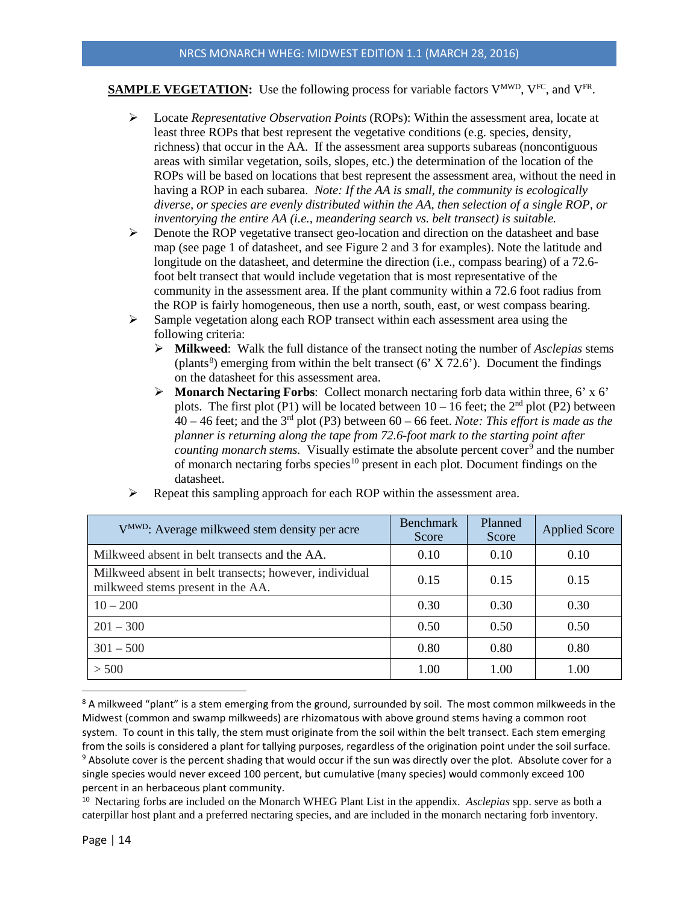**SAMPLE VEGETATION:** Use the following process for variable factors $V^{MWD}$, $V^{FC}$, and $V^{FR}$.

- Locate *Representative Observation Points* (ROPs): Within the assessment area, locate at least three ROPs that best represent the vegetative conditions (e.g. species, density, richness) that occur in the AA. If the assessment area supports subareas (noncontiguous areas with similar vegetation, soils, slopes, etc.) the determination of the location of the ROPs will be based on locations that best represent the assessment area, without the need in having a ROP in each subarea. *Note: If the AA is small, the community is ecologically diverse, or species are evenly distributed within the AA, then selection of a single ROP, or inventorying the entire AA (i.e., meandering search vs. belt transect) is suitable.*
- Denote the ROP vegetative transect geo-location and direction on the datasheet and base map (see page 1 of datasheet, and see Figure 2 and 3 for examples). Note the latitude and longitude on the datasheet, and determine the direction (i.e., compass bearing) of a 72.6-foot belt transect that would include vegetation that is most representative of the community in the assessment area. If the plant community within a 72.6 foot radius from the ROP is fairly homogeneous, then use a north, south, east, or west compass bearing.
- Sample vegetation along each ROP transect within each assessment area using the following criteria:
  - **Milkweed**: Walk the full distance of the transect noting the number of *Asclepias* stems (plants[8]) emerging from within the belt transect (6' X 72.6'). Document the findings on the datasheet for this assessment area.
  - **Monarch Nectaring Forbs**: Collect monarch nectaring forb data within three, 6' x 6' plots. The first plot (P1) will be located between 10 – 16 feet; the 2nd plot (P2) between 40 – 46 feet; and the 3rd plot (P3) between 60 – 66 feet. *Note: This effort is made as the planner is returning along the tape from 72.6-foot mark to the starting point after counting monarch stems.* Visually estimate the absolute percent cover[9] and the number of monarch nectaring forbs species[10] present in each plot. Document findings on the datasheet.
- Repeat this sampling approach for each ROP within the assessment area.

| $V^{MWD}$: Average milkweed stem density per acre | Benchmark Score | Planned Score | Applied Score |
|---|---|---|---|
| Milkweed absent in belt transects and the AA. | 0.10 | 0.10 | 0.10 |
| Milkweed absent in belt transects; however, individual milkweed stems present in the AA. | 0.15 | 0.15 | 0.15 |
| 10 – 200 | 0.30 | 0.30 | 0.30 |
| 201 – 300 | 0.50 | 0.50 | 0.50 |
| 301 – 500 | 0.80 | 0.80 | 0.80 |
| > 500 | 1.00 | 1.00 | 1.00 |

[8] A milkweed "plant" is a stem emerging from the ground, surrounded by soil. The most common milkweeds in the Midwest (common and swamp milkweeds) are rhizomatous with above ground stems having a common root system. To count in this tally, the stem must originate from the soil within the belt transect. Each stem emerging from the soils is considered a plant for tallying purposes, regardless of the origination point under the soil surface.

[9] Absolute cover is the percent shading that would occur if the sun was directly over the plot. Absolute cover for a single species would never exceed 100 percent, but cumulative (many species) would commonly exceed 100 percent in an herbaceous plant community.

[10] Nectaring forbs are included on the Monarch WHEG Plant List in the appendix. *Asclepias* spp. serve as both a caterpillar host plant and a preferred nectaring species, and are included in the monarch nectaring forb inventory.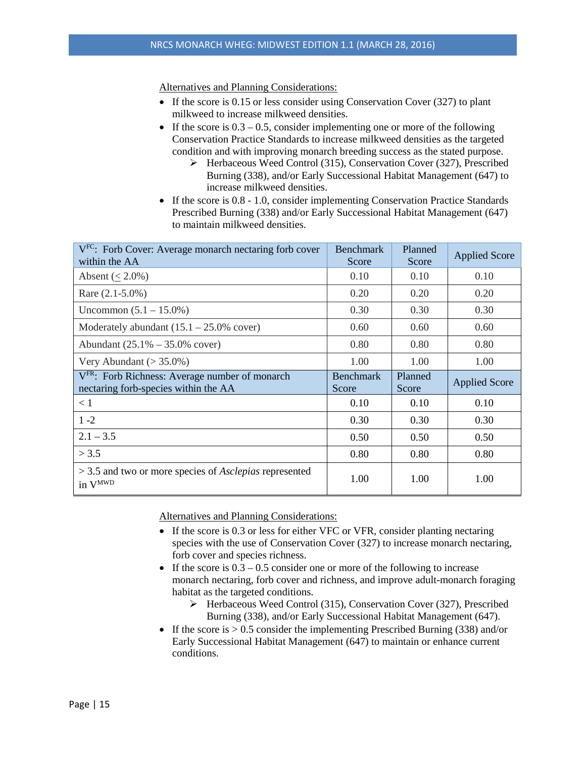Alternatives and Planning Considerations:

- If the score is 0.15 or less consider using Conservation Cover (327) to plant milkweed to increase milkweed densities.
- If the score is 0.3 – 0.5, consider implementing one or more of the following Conservation Practice Standards to increase milkweed densities as the targeted condition and with improving monarch breeding success as the stated purpose.
  - ➢ Herbaceous Weed Control (315), Conservation Cover (327), Prescribed Burning (338), and/or Early Successional Habitat Management (647) to increase milkweed densities.
- If the score is 0.8 - 1.0, consider implementing Conservation Practice Standards Prescribed Burning (338) and/or Early Successional Habitat Management (647) to maintain milkweed densities.

| $V^{FC}$: Forb Cover: Average monarch nectaring forb cover within the AA | Benchmark Score | Planned Score | Applied Score |
|---|---|---|---|
| Absent (≤ 2.0%) | 0.10 | 0.10 | 0.10 |
| Rare (2.1-5.0%) | 0.20 | 0.20 | 0.20 |
| Uncommon (5.1 – 15.0%) | 0.30 | 0.30 | 0.30 |
| Moderately abundant (15.1 – 25.0% cover) | 0.60 | 0.60 | 0.60 |
| Abundant (25.1% – 35.0% cover) | 0.80 | 0.80 | 0.80 |
| Very Abundant (> 35.0%) | 1.00 | 1.00 | 1.00 |
| $V^{FR}$: Forb Richness: Average number of monarch nectaring forb-species within the AA | Benchmark Score | Planned Score | Applied Score |
| < 1 | 0.10 | 0.10 | 0.10 |
| 1 -2 | 0.30 | 0.30 | 0.30 |
| 2.1 – 3.5 | 0.50 | 0.50 | 0.50 |
| > 3.5 | 0.80 | 0.80 | 0.80 |
| > 3.5 and two or more species of *Asclepias* represented in $V^{MWD}$ | 1.00 | 1.00 | 1.00 |

Alternatives and Planning Considerations:

- If the score is 0.3 or less for either VFC or VFR, consider planting nectaring species with the use of Conservation Cover (327) to increase monarch nectaring, forb cover and species richness.
- If the score is 0.3 – 0.5 consider one or more of the following to increase monarch nectaring, forb cover and richness, and improve adult-monarch foraging habitat as the targeted conditions.
  - ➢ Herbaceous Weed Control (315), Conservation Cover (327), Prescribed Burning (338), and/or Early Successional Habitat Management (647).
- If the score is > 0.5 consider the implementing Prescribed Burning (338) and/or Early Successional Habitat Management (647) to maintain or enhance current conditions.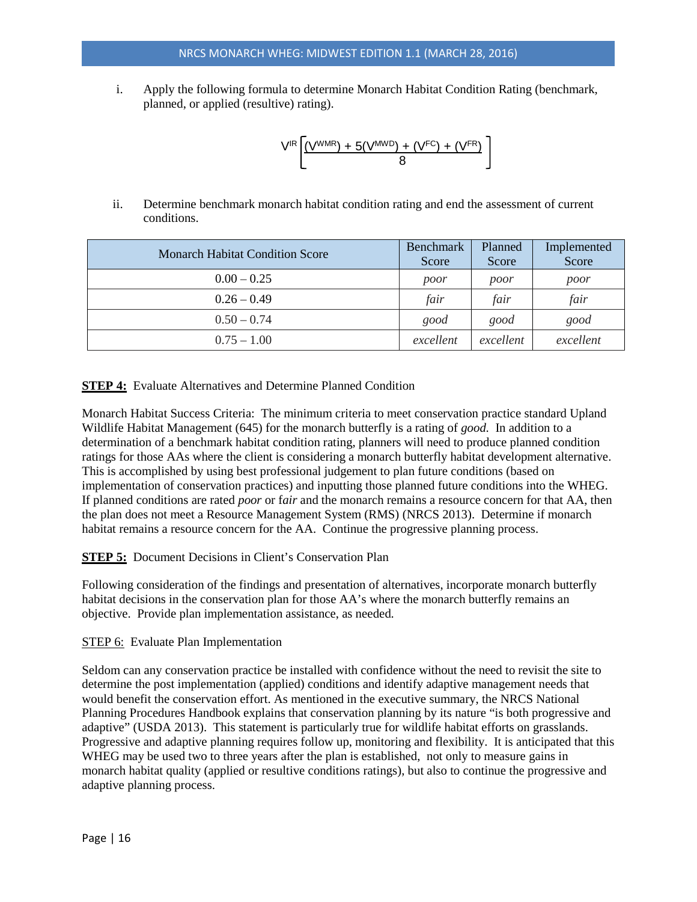i. Apply the following formula to determine Monarch Habitat Condition Rating (benchmark, planned, or applied (resultive) rating).

$$V^{IR}\left[\frac{(V^{WMR}) + 5(V^{MWD}) + (V^{FC}) + (V^{FR})}{8}\right]$$

ii. Determine benchmark monarch habitat condition rating and end the assessment of current conditions.

| Monarch Habitat Condition Score | Benchmark Score | Planned Score | Implemented Score |
|---|---|---|---|
| 0.00 – 0.25 | *poor* | *poor* | *poor* |
| 0.26 – 0.49 | *fair* | *fair* | *fair* |
| 0.50 – 0.74 | *good* | *good* | *good* |
| 0.75 – 1.00 | *excellent* | *excellent* | *excellent* |

**STEP 4:** Evaluate Alternatives and Determine Planned Condition

Monarch Habitat Success Criteria: The minimum criteria to meet conservation practice standard Upland Wildlife Habitat Management (645) for the monarch butterfly is a rating of *good.* In addition to a determination of a benchmark monarch habitat condition rating, planners will need to produce planned condition ratings for those AAs where the client is considering a monarch butterfly habitat development alternative. This is accomplished by using best professional judgement to plan future conditions (based on implementation of conservation practices) and inputting those planned future conditions into the WHEG. If planned conditions are rated *poor* or f*air* and the monarch remains a resource concern for that AA, then the plan does not meet a Resource Management System (RMS) (NRCS 2013). Determine if monarch habitat remains a resource concern for the AA. Continue the progressive planning process.

**STEP 5:** Document Decisions in Client's Conservation Plan

Following consideration of the findings and presentation of alternatives, incorporate monarch butterfly habitat decisions in the conservation plan for those AA's where the monarch butterfly remains an objective. Provide plan implementation assistance, as needed.

STEP 6: Evaluate Plan Implementation

Seldom can any conservation practice be installed with confidence without the need to revisit the site to determine the post implementation (applied) conditions and identify adaptive management needs that would benefit the conservation effort. As mentioned in the executive summary, the NRCS National Planning Procedures Handbook explains that conservation planning by its nature "is both progressive and adaptive" (USDA 2013). This statement is particularly true for wildlife habitat efforts on grasslands. Progressive and adaptive planning requires follow up, monitoring and flexibility. It is anticipated that this WHEG may be used two to three years after the plan is established, not only to measure gains in monarch habitat quality (applied or resultive conditions ratings), but also to continue the progressive and adaptive planning process.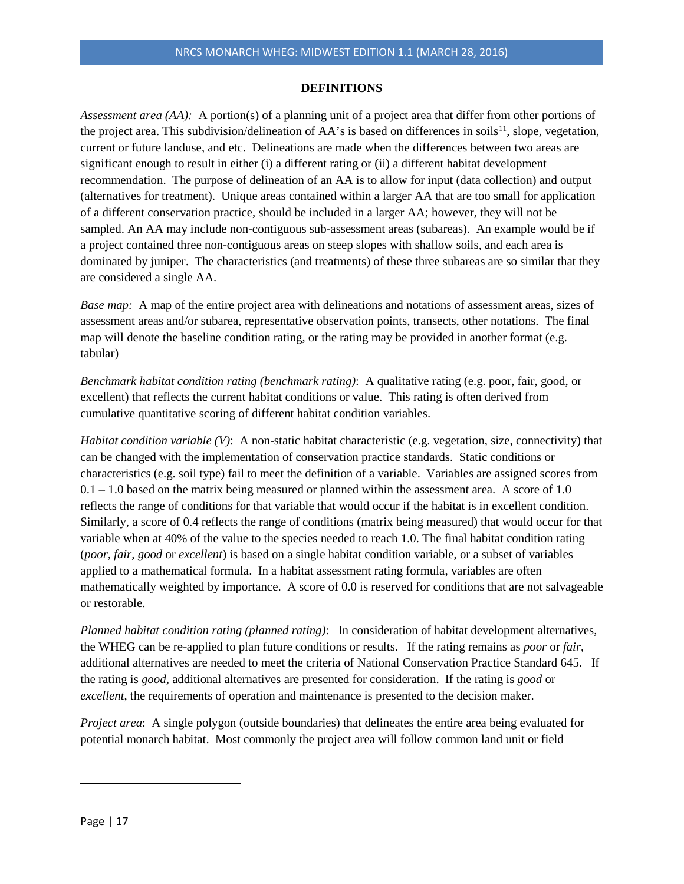## DEFINITIONS

*Assessment area (AA):* A portion(s) of a planning unit of a project area that differ from other portions of the project area. This subdivision/delineation of AA's is based on differences in soils[11], slope, vegetation, current or future landuse, and etc. Delineations are made when the differences between two areas are significant enough to result in either (i) a different rating or (ii) a different habitat development recommendation. The purpose of delineation of an AA is to allow for input (data collection) and output (alternatives for treatment). Unique areas contained within a larger AA that are too small for application of a different conservation practice, should be included in a larger AA; however, they will not be sampled. An AA may include non-contiguous sub-assessment areas (subareas). An example would be if a project contained three non-contiguous areas on steep slopes with shallow soils, and each area is dominated by juniper. The characteristics (and treatments) of these three subareas are so similar that they are considered a single AA.

*Base map:* A map of the entire project area with delineations and notations of assessment areas, sizes of assessment areas and/or subarea, representative observation points, transects, other notations. The final map will denote the baseline condition rating, or the rating may be provided in another format (e.g. tabular)

*Benchmark habitat condition rating (benchmark rating)*: A qualitative rating (e.g. poor, fair, good, or excellent) that reflects the current habitat conditions or value. This rating is often derived from cumulative quantitative scoring of different habitat condition variables.

*Habitat condition variable (V)*: A non-static habitat characteristic (e.g. vegetation, size, connectivity) that can be changed with the implementation of conservation practice standards. Static conditions or characteristics (e.g. soil type) fail to meet the definition of a variable. Variables are assigned scores from 0.1 – 1.0 based on the matrix being measured or planned within the assessment area. A score of 1.0 reflects the range of conditions for that variable that would occur if the habitat is in excellent condition. Similarly, a score of 0.4 reflects the range of conditions (matrix being measured) that would occur for that variable when at 40% of the value to the species needed to reach 1.0. The final habitat condition rating (*poor, fair, good* or *excellent*) is based on a single habitat condition variable, or a subset of variables applied to a mathematical formula. In a habitat assessment rating formula, variables are often mathematically weighted by importance. A score of 0.0 is reserved for conditions that are not salvageable or restorable.

*Planned habitat condition rating (planned rating)*: In consideration of habitat development alternatives, the WHEG can be re-applied to plan future conditions or results. If the rating remains as *poor* or *fair*, additional alternatives are needed to meet the criteria of National Conservation Practice Standard 645. If the rating is *good*, additional alternatives are presented for consideration. If the rating is *good* or *excellent*, the requirements of operation and maintenance is presented to the decision maker.

*Project area*: A single polygon (outside boundaries) that delineates the entire area being evaluated for potential monarch habitat. Most commonly the project area will follow common land unit or field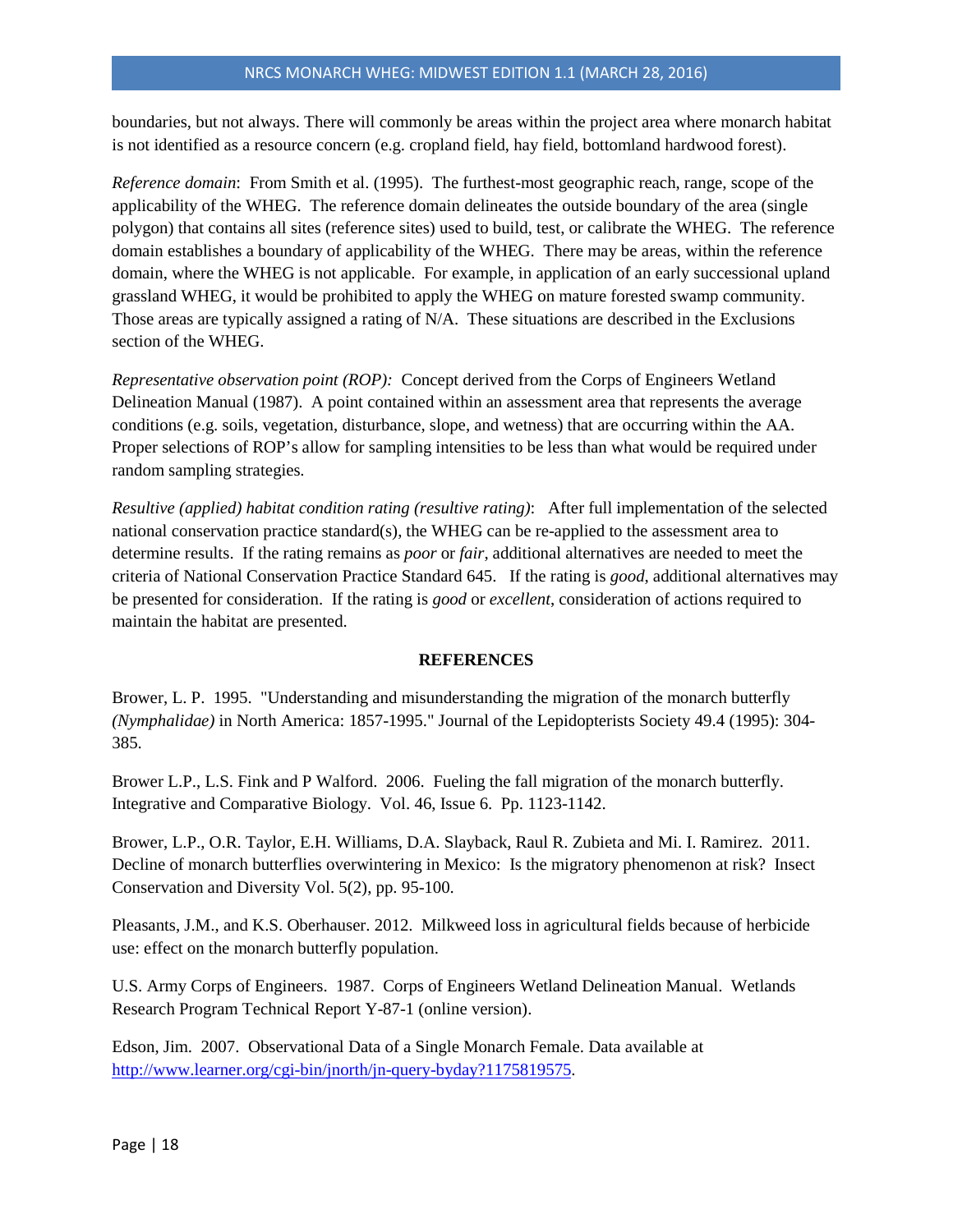boundaries, but not always. There will commonly be areas within the project area where monarch habitat is not identified as a resource concern (e.g. cropland field, hay field, bottomland hardwood forest).

*Reference domain*: From Smith et al. (1995). The furthest-most geographic reach, range, scope of the applicability of the WHEG. The reference domain delineates the outside boundary of the area (single polygon) that contains all sites (reference sites) used to build, test, or calibrate the WHEG. The reference domain establishes a boundary of applicability of the WHEG. There may be areas, within the reference domain, where the WHEG is not applicable. For example, in application of an early successional upland grassland WHEG, it would be prohibited to apply the WHEG on mature forested swamp community. Those areas are typically assigned a rating of N/A. These situations are described in the Exclusions section of the WHEG.

*Representative observation point (ROP):* Concept derived from the Corps of Engineers Wetland Delineation Manual (1987). A point contained within an assessment area that represents the average conditions (e.g. soils, vegetation, disturbance, slope, and wetness) that are occurring within the AA. Proper selections of ROP's allow for sampling intensities to be less than what would be required under random sampling strategies.

*Resultive (applied) habitat condition rating (resultive rating)*: After full implementation of the selected national conservation practice standard(s), the WHEG can be re-applied to the assessment area to determine results. If the rating remains as *poor* or *fair*, additional alternatives are needed to meet the criteria of National Conservation Practice Standard 645. If the rating is *good*, additional alternatives may be presented for consideration. If the rating is *good* or *excellent*, consideration of actions required to maintain the habitat are presented.

## REFERENCES

Brower, L. P. 1995. "Understanding and misunderstanding the migration of the monarch butterfly *(Nymphalidae)* in North America: 1857-1995." Journal of the Lepidopterists Society 49.4 (1995): 304-385.

Brower L.P., L.S. Fink and P Walford. 2006. Fueling the fall migration of the monarch butterfly. Integrative and Comparative Biology. Vol. 46, Issue 6. Pp. 1123-1142.

Brower, L.P., O.R. Taylor, E.H. Williams, D.A. Slayback, Raul R. Zubieta and Mi. I. Ramirez. 2011. Decline of monarch butterflies overwintering in Mexico: Is the migratory phenomenon at risk? Insect Conservation and Diversity Vol. 5(2), pp. 95-100.

Pleasants, J.M., and K.S. Oberhauser. 2012. Milkweed loss in agricultural fields because of herbicide use: effect on the monarch butterfly population.

U.S. Army Corps of Engineers. 1987. Corps of Engineers Wetland Delineation Manual. Wetlands Research Program Technical Report Y-87-1 (online version).

Edson, Jim. 2007. Observational Data of a Single Monarch Female. Data available at http://www.learner.org/cgi-bin/jnorth/jn-query-byday?1175819575.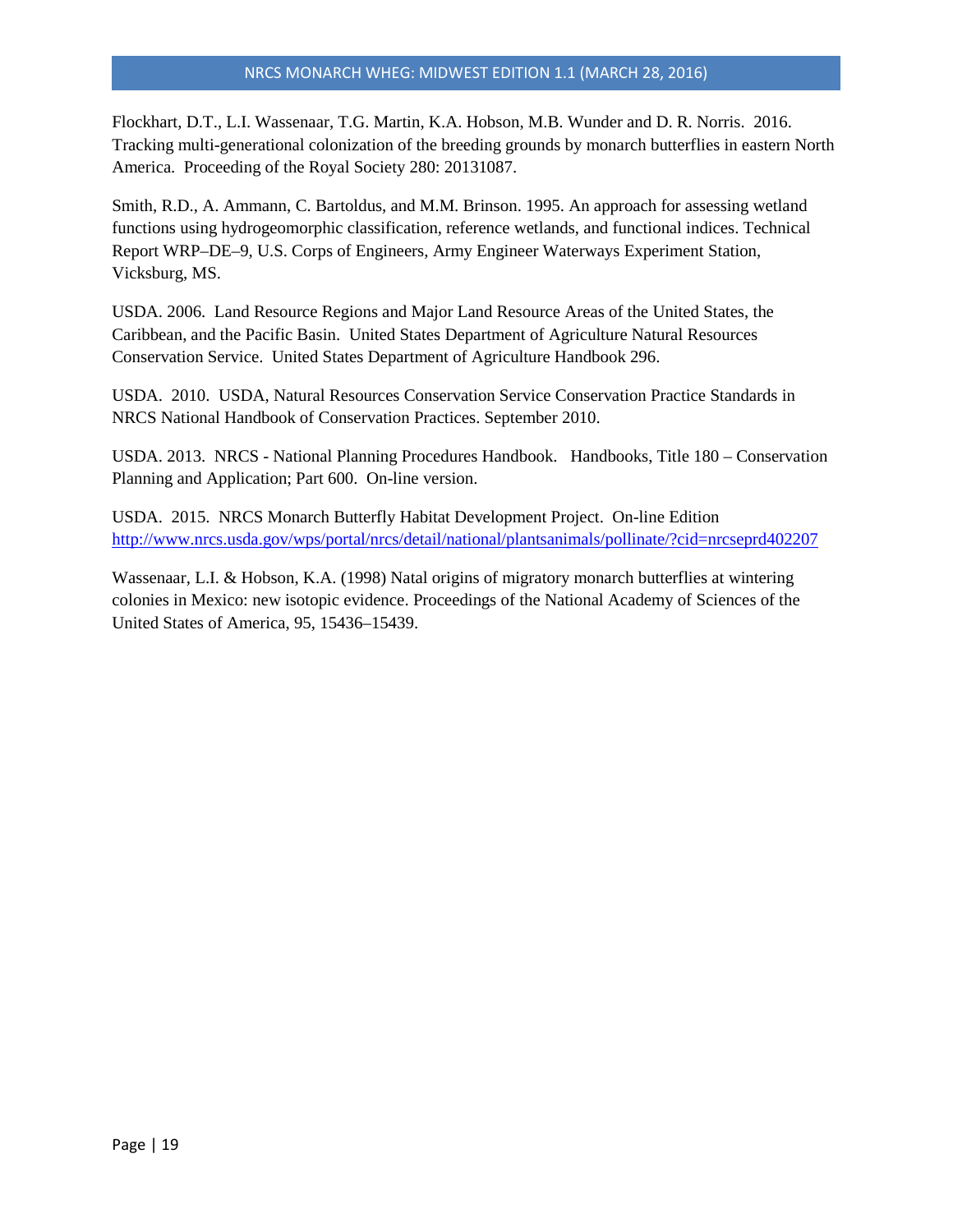Flockhart, D.T., L.I. Wassenaar, T.G. Martin, K.A. Hobson, M.B. Wunder and D. R. Norris. 2016. Tracking multi-generational colonization of the breeding grounds by monarch butterflies in eastern North America. Proceeding of the Royal Society 280: 20131087.

Smith, R.D., A. Ammann, C. Bartoldus, and M.M. Brinson. 1995. An approach for assessing wetland functions using hydrogeomorphic classification, reference wetlands, and functional indices. Technical Report WRP–DE–9, U.S. Corps of Engineers, Army Engineer Waterways Experiment Station, Vicksburg, MS.

USDA. 2006. Land Resource Regions and Major Land Resource Areas of the United States, the Caribbean, and the Pacific Basin. United States Department of Agriculture Natural Resources Conservation Service. United States Department of Agriculture Handbook 296.

USDA. 2010. USDA, Natural Resources Conservation Service Conservation Practice Standards in NRCS National Handbook of Conservation Practices. September 2010.

USDA. 2013. NRCS - National Planning Procedures Handbook. Handbooks, Title 180 – Conservation Planning and Application; Part 600. On-line version.

USDA. 2015. NRCS Monarch Butterfly Habitat Development Project. On-line Edition http://www.nrcs.usda.gov/wps/portal/nrcs/detail/national/plantsanimals/pollinate/?cid=nrcseprd402207

Wassenaar, L.I. & Hobson, K.A. (1998) Natal origins of migratory monarch butterflies at wintering colonies in Mexico: new isotopic evidence. Proceedings of the National Academy of Sciences of the United States of America, 95, 15436–15439.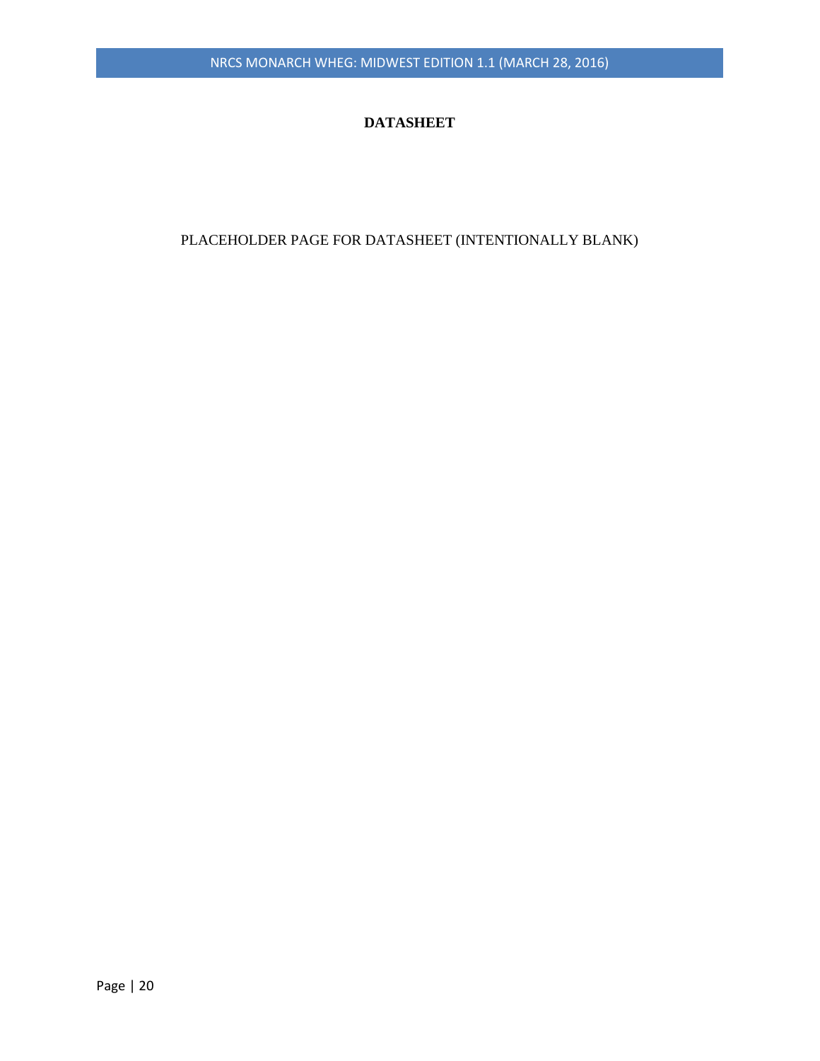# DATASHEET

PLACEHOLDER PAGE FOR DATASHEET (INTENTIONALLY BLANK)